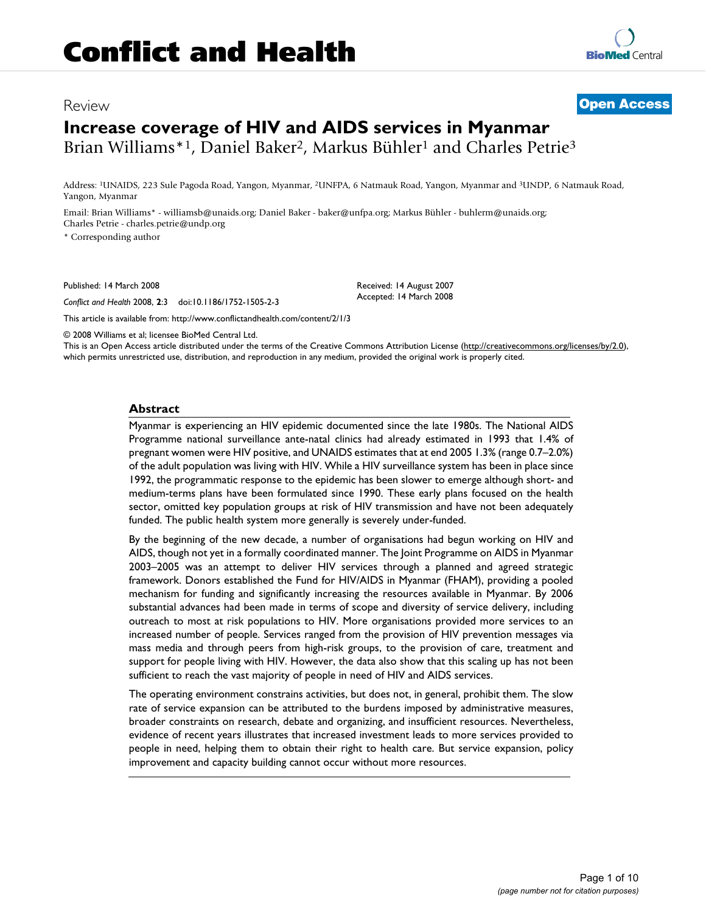Review

**Open Access**

# Increase coverage of HIV and AIDS services in Myanmar

Brian Williams*[1], Daniel Baker[2], Markus Bühler[1] and Charles Petrie[3]

Address: [1]UNAIDS, 223 Sule Pagoda Road, Yangon, Myanmar, [2]UNFPA, 6 Natmauk Road, Yangon, Myanmar and [3]UNDP, 6 Natmauk Road, Yangon, Myanmar

Email: Brian Williams* - williamsb@unaids.org; Daniel Baker - baker@unfpa.org; Markus Bühler - buhlerm@unaids.org; Charles Petrie - charles.petrie@undp.org

* Corresponding author

Published: 14 March 2008

*Conflict and Health* 2008, **2**:3 doi:10.1186/1752-1505-2-3

Received: 14 August 2007
Accepted: 14 March 2008

This article is available from: http://www.conflictandhealth.com/content/2/1/3

© 2008 Williams et al; licensee BioMed Central Ltd.
This is an Open Access article distributed under the terms of the Creative Commons Attribution License (http://creativecommons.org/licenses/by/2.0), which permits unrestricted use, distribution, and reproduction in any medium, provided the original work is properly cited.

## Abstract

Myanmar is experiencing an HIV epidemic documented since the late 1980s. The National AIDS Programme national surveillance ante-natal clinics had already estimated in 1993 that 1.4% of pregnant women were HIV positive, and UNAIDS estimates that at end 2005 1.3% (range 0.7–2.0%) of the adult population was living with HIV. While a HIV surveillance system has been in place since 1992, the programmatic response to the epidemic has been slower to emerge although short- and medium-terms plans have been formulated since 1990. These early plans focused on the health sector, omitted key population groups at risk of HIV transmission and have not been adequately funded. The public health system more generally is severely under-funded.

By the beginning of the new decade, a number of organisations had begun working on HIV and AIDS, though not yet in a formally coordinated manner. The Joint Programme on AIDS in Myanmar 2003–2005 was an attempt to deliver HIV services through a planned and agreed strategic framework. Donors established the Fund for HIV/AIDS in Myanmar (FHAM), providing a pooled mechanism for funding and significantly increasing the resources available in Myanmar. By 2006 substantial advances had been made in terms of scope and diversity of service delivery, including outreach to most at risk populations to HIV. More organisations provided more services to an increased number of people. Services ranged from the provision of HIV prevention messages via mass media and through peers from high-risk groups, to the provision of care, treatment and support for people living with HIV. However, the data also show that this scaling up has not been sufficient to reach the vast majority of people in need of HIV and AIDS services.

The operating environment constrains activities, but does not, in general, prohibit them. The slow rate of service expansion can be attributed to the burdens imposed by administrative measures, broader constraints on research, debate and organizing, and insufficient resources. Nevertheless, evidence of recent years illustrates that increased investment leads to more services provided to people in need, helping them to obtain their right to health care. But service expansion, policy improvement and capacity building cannot occur without more resources.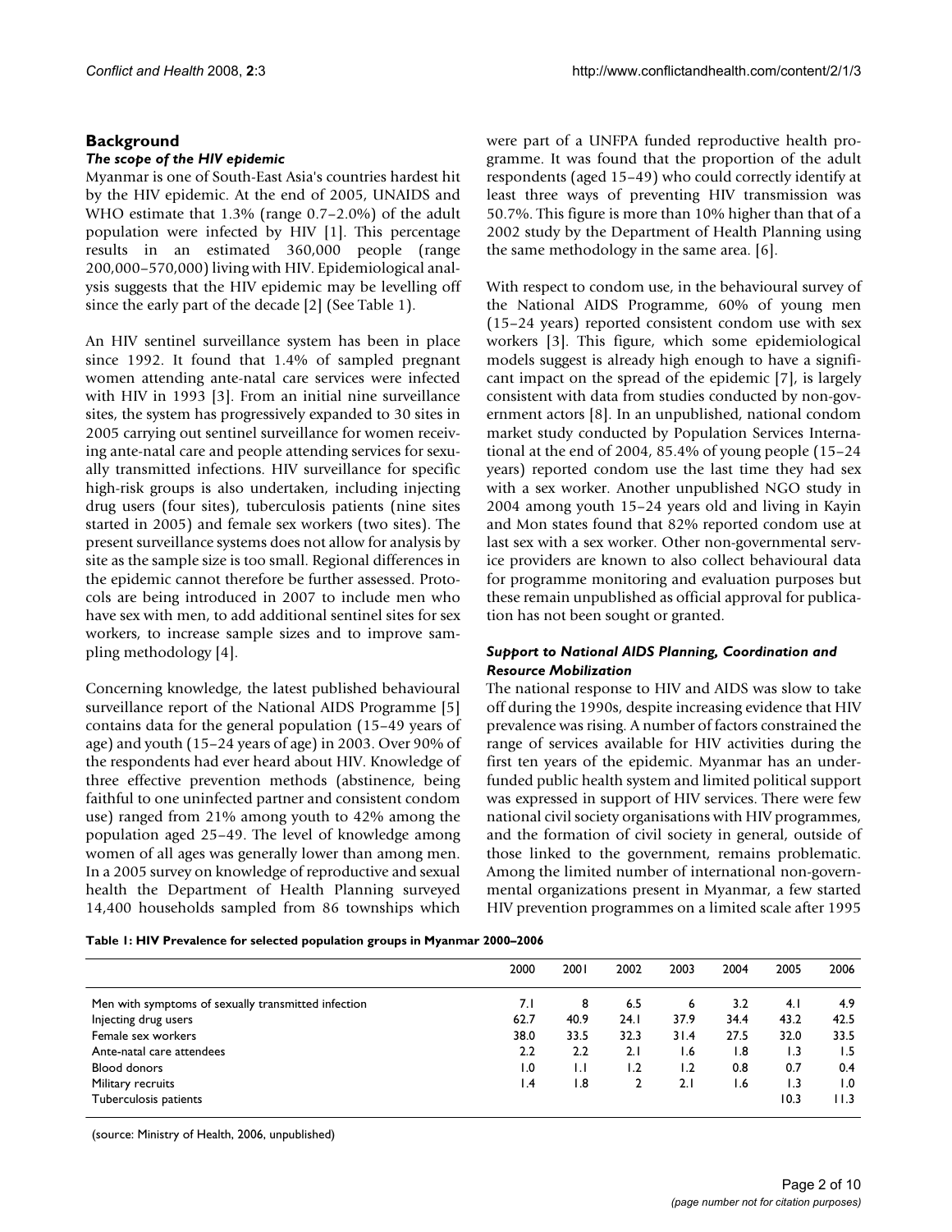## Background

### *The scope of the HIV epidemic*

Myanmar is one of South-East Asia's countries hardest hit by the HIV epidemic. At the end of 2005, UNAIDS and WHO estimate that 1.3% (range 0.7–2.0%) of the adult population were infected by HIV [1]. This percentage results in an estimated 360,000 people (range 200,000–570,000) living with HIV. Epidemiological analysis suggests that the HIV epidemic may be levelling off since the early part of the decade [2] (See Table 1).

An HIV sentinel surveillance system has been in place since 1992. It found that 1.4% of sampled pregnant women attending ante-natal care services were infected with HIV in 1993 [3]. From an initial nine surveillance sites, the system has progressively expanded to 30 sites in 2005 carrying out sentinel surveillance for women receiving ante-natal care and people attending services for sexually transmitted infections. HIV surveillance for specific high-risk groups is also undertaken, including injecting drug users (four sites), tuberculosis patients (nine sites started in 2005) and female sex workers (two sites). The present surveillance systems does not allow for analysis by site as the sample size is too small. Regional differences in the epidemic cannot therefore be further assessed. Protocols are being introduced in 2007 to include men who have sex with men, to add additional sentinel sites for sex workers, to increase sample sizes and to improve sampling methodology [4].

Concerning knowledge, the latest published behavioural surveillance report of the National AIDS Programme [5] contains data for the general population (15–49 years of age) and youth (15–24 years of age) in 2003. Over 90% of the respondents had ever heard about HIV. Knowledge of three effective prevention methods (abstinence, being faithful to one uninfected partner and consistent condom use) ranged from 21% among youth to 42% among the population aged 25–49. The level of knowledge among women of all ages was generally lower than among men. In a 2005 survey on knowledge of reproductive and sexual health the Department of Health Planning surveyed 14,400 households sampled from 86 townships which were part of a UNFPA funded reproductive health programme. It was found that the proportion of the adult respondents (aged 15–49) who could correctly identify at least three ways of preventing HIV transmission was 50.7%. This figure is more than 10% higher than that of a 2002 study by the Department of Health Planning using the same methodology in the same area. [6].

With respect to condom use, in the behavioural survey of the National AIDS Programme, 60% of young men (15–24 years) reported consistent condom use with sex workers [3]. This figure, which some epidemiological models suggest is already high enough to have a significant impact on the spread of the epidemic [7], is largely consistent with data from studies conducted by non-government actors [8]. In an unpublished, national condom market study conducted by Population Services International at the end of 2004, 85.4% of young people (15–24 years) reported condom use the last time they had sex with a sex worker. Another unpublished NGO study in 2004 among youth 15–24 years old and living in Kayin and Mon states found that 82% reported condom use at last sex with a sex worker. Other non-governmental service providers are known to also collect behavioural data for programme monitoring and evaluation purposes but these remain unpublished as official approval for publication has not been sought or granted.

### *Support to National AIDS Planning, Coordination and Resource Mobilization*

The national response to HIV and AIDS was slow to take off during the 1990s, despite increasing evidence that HIV prevalence was rising. A number of factors constrained the range of services available for HIV activities during the first ten years of the epidemic. Myanmar has an underfunded public health system and limited political support was expressed in support of HIV services. There were few national civil society organisations with HIV programmes, and the formation of civil society in general, outside of those linked to the government, remains problematic. Among the limited number of international non-governmental organizations present in Myanmar, a few started HIV prevention programmes on a limited scale after 1995

**Table 1: HIV Prevalence for selected population groups in Myanmar 2000–2006**

| | 2000 | 2001 | 2002 | 2003 | 2004 | 2005 | 2006 |
|---|---|---|---|---|---|---|---|
| Men with symptoms of sexually transmitted infection | 7.1 | 8 | 6.5 | 6 | 3.2 | 4.1 | 4.9 |
| Injecting drug users | 62.7 | 40.9 | 24.1 | 37.9 | 34.4 | 43.2 | 42.5 |
| Female sex workers | 38.0 | 33.5 | 32.3 | 31.4 | 27.5 | 32.0 | 33.5 |
| Ante-natal care attendees | 2.2 | 2.2 | 2.1 | 1.6 | 1.8 | 1.3 | 1.5 |
| Blood donors | 1.0 | 1.1 | 1.2 | 1.2 | 0.8 | 0.7 | 0.4 |
| Military recruits | 1.4 | 1.8 | 2 | 2.1 | 1.6 | 1.3 | 1.0 |
| Tuberculosis patients | | | | | | 10.3 | 11.3 |

(source: Ministry of Health, 2006, unpublished)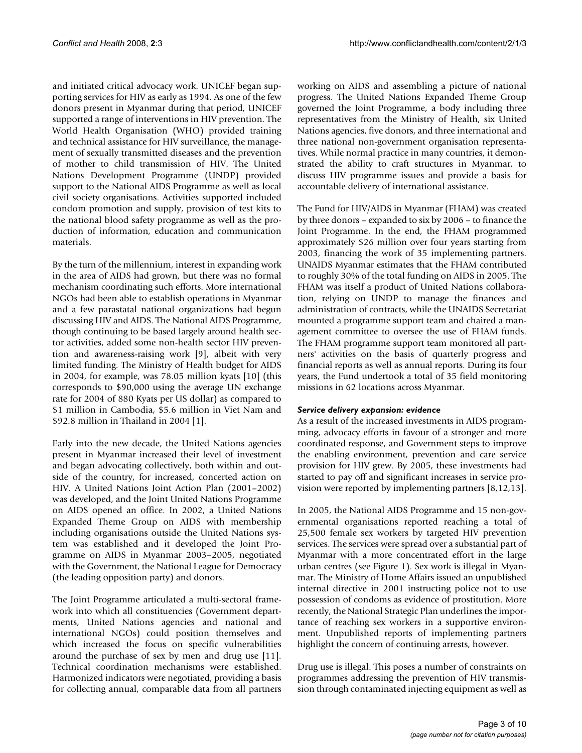and initiated critical advocacy work. UNICEF began supporting services for HIV as early as 1994. As one of the few donors present in Myanmar during that period, UNICEF supported a range of interventions in HIV prevention. The World Health Organisation (WHO) provided training and technical assistance for HIV surveillance, the management of sexually transmitted diseases and the prevention of mother to child transmission of HIV. The United Nations Development Programme (UNDP) provided support to the National AIDS Programme as well as local civil society organisations. Activities supported included condom promotion and supply, provision of test kits to the national blood safety programme as well as the production of information, education and communication materials.

By the turn of the millennium, interest in expanding work in the area of AIDS had grown, but there was no formal mechanism coordinating such efforts. More international NGOs had been able to establish operations in Myanmar and a few parastatal national organizations had begun discussing HIV and AIDS. The National AIDS Programme, though continuing to be based largely around health sector activities, added some non-health sector HIV prevention and awareness-raising work [9], albeit with very limited funding. The Ministry of Health budget for AIDS in 2004, for example, was 78.05 million kyats [10] (this corresponds to $90,000 using the average UN exchange rate for 2004 of 880 Kyats per US dollar) as compared to $1 million in Cambodia, $5.6 million in Viet Nam and $92.8 million in Thailand in 2004 [1].

Early into the new decade, the United Nations agencies present in Myanmar increased their level of investment and began advocating collectively, both within and outside of the country, for increased, concerted action on HIV. A United Nations Joint Action Plan (2001–2002) was developed, and the Joint United Nations Programme on AIDS opened an office. In 2002, a United Nations Expanded Theme Group on AIDS with membership including organisations outside the United Nations system was established and it developed the Joint Programme on AIDS in Myanmar 2003–2005, negotiated with the Government, the National League for Democracy (the leading opposition party) and donors.

The Joint Programme articulated a multi-sectoral framework into which all constituencies (Government departments, United Nations agencies and national and international NGOs) could position themselves and which increased the focus on specific vulnerabilities around the purchase of sex by men and drug use [11]. Technical coordination mechanisms were established. Harmonized indicators were negotiated, providing a basis for collecting annual, comparable data from all partners working on AIDS and assembling a picture of national progress. The United Nations Expanded Theme Group governed the Joint Programme, a body including three representatives from the Ministry of Health, six United Nations agencies, five donors, and three international and three national non-government organisation representatives. While normal practice in many countries, it demonstrated the ability to craft structures in Myanmar, to discuss HIV programme issues and provide a basis for accountable delivery of international assistance.

The Fund for HIV/AIDS in Myanmar (FHAM) was created by three donors – expanded to six by 2006 – to finance the Joint Programme. In the end, the FHAM programmed approximately $26 million over four years starting from 2003, financing the work of 35 implementing partners. UNAIDS Myanmar estimates that the FHAM contributed to roughly 30% of the total funding on AIDS in 2005. The FHAM was itself a product of United Nations collaboration, relying on UNDP to manage the finances and administration of contracts, while the UNAIDS Secretariat mounted a programme support team and chaired a management committee to oversee the use of FHAM funds. The FHAM programme support team monitored all partners' activities on the basis of quarterly progress and financial reports as well as annual reports. During its four years, the Fund undertook a total of 35 field monitoring missions in 62 locations across Myanmar.

#### *Service delivery expansion: evidence*

As a result of the increased investments in AIDS programming, advocacy efforts in favour of a stronger and more coordinated response, and Government steps to improve the enabling environment, prevention and care service provision for HIV grew. By 2005, these investments had started to pay off and significant increases in service provision were reported by implementing partners [8,12,13].

In 2005, the National AIDS Programme and 15 non-governmental organisations reported reaching a total of 25,500 female sex workers by targeted HIV prevention services. The services were spread over a substantial part of Myanmar with a more concentrated effort in the large urban centres (see Figure 1). Sex work is illegal in Myanmar. The Ministry of Home Affairs issued an unpublished internal directive in 2001 instructing police not to use possession of condoms as evidence of prostitution. More recently, the National Strategic Plan underlines the importance of reaching sex workers in a supportive environment. Unpublished reports of implementing partners highlight the concern of continuing arrests, however.

Drug use is illegal. This poses a number of constraints on programmes addressing the prevention of HIV transmission through contaminated injecting equipment as well as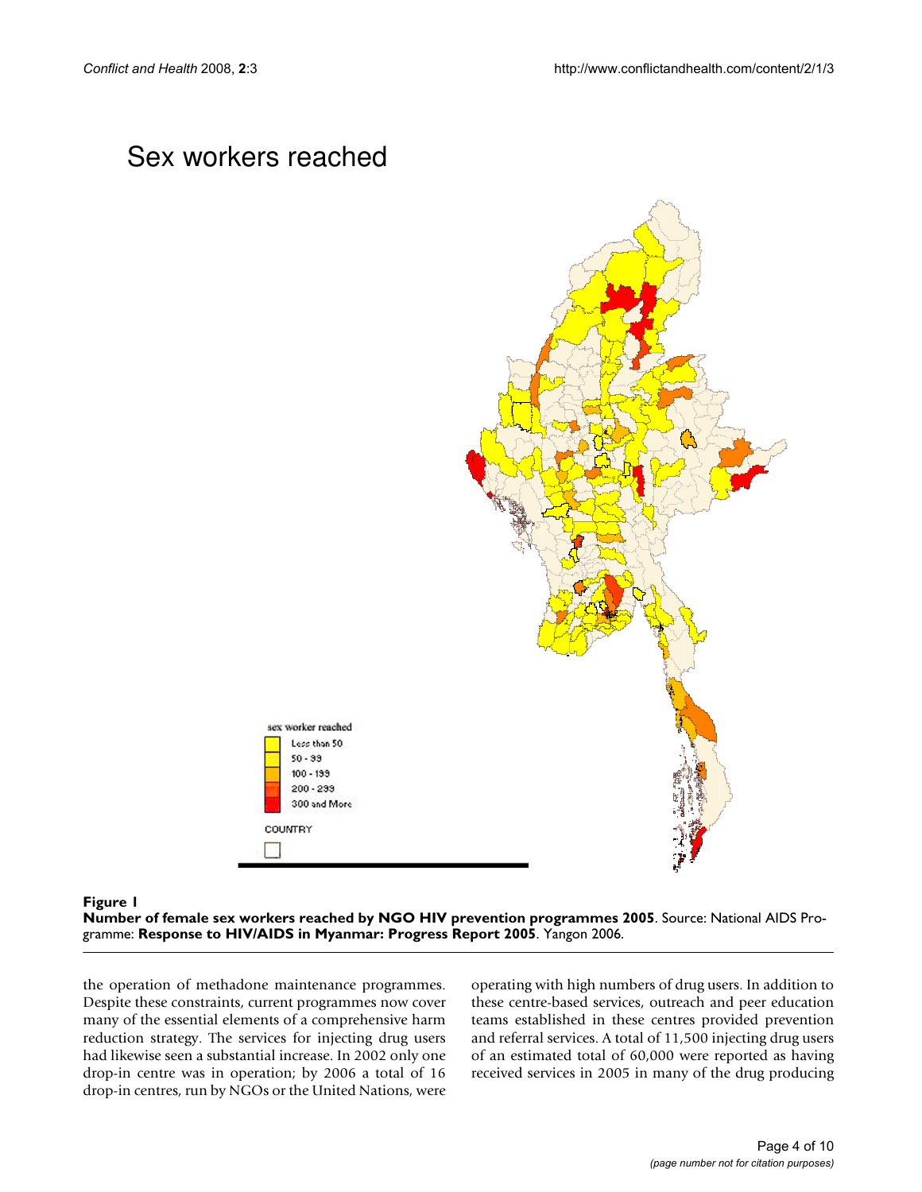**Figure 1**

**Number of female sex workers reached by NGO HIV prevention programmes 2005**. Source: National AIDS Programme: **Response to HIV/AIDS in Myanmar: Progress Report 2005**. Yangon 2006.

the operation of methadone maintenance programmes. Despite these constraints, current programmes now cover many of the essential elements of a comprehensive harm reduction strategy. The services for injecting drug users had likewise seen a substantial increase. In 2002 only one drop-in centre was in operation; by 2006 a total of 16 drop-in centres, run by NGOs or the United Nations, were operating with high numbers of drug users. In addition to these centre-based services, outreach and peer education teams established in these centres provided prevention and referral services. A total of 11,500 injecting drug users of an estimated total of 60,000 were reported as having received services in 2005 in many of the drug producing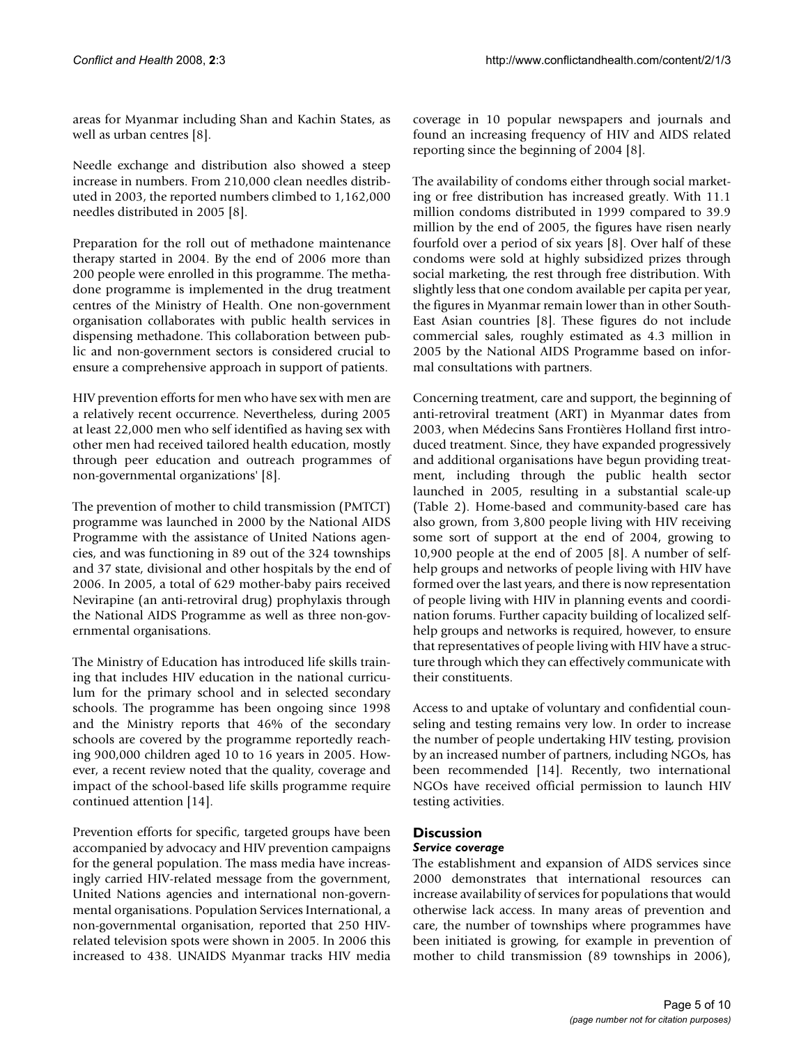areas for Myanmar including Shan and Kachin States, as well as urban centres [8].

Needle exchange and distribution also showed a steep increase in numbers. From 210,000 clean needles distributed in 2003, the reported numbers climbed to 1,162,000 needles distributed in 2005 [8].

Preparation for the roll out of methadone maintenance therapy started in 2004. By the end of 2006 more than 200 people were enrolled in this programme. The methadone programme is implemented in the drug treatment centres of the Ministry of Health. One non-government organisation collaborates with public health services in dispensing methadone. This collaboration between public and non-government sectors is considered crucial to ensure a comprehensive approach in support of patients.

HIV prevention efforts for men who have sex with men are a relatively recent occurrence. Nevertheless, during 2005 at least 22,000 men who self identified as having sex with other men had received tailored health education, mostly through peer education and outreach programmes of non-governmental organizations' [8].

The prevention of mother to child transmission (PMTCT) programme was launched in 2000 by the National AIDS Programme with the assistance of United Nations agencies, and was functioning in 89 out of the 324 townships and 37 state, divisional and other hospitals by the end of 2006. In 2005, a total of 629 mother-baby pairs received Nevirapine (an anti-retroviral drug) prophylaxis through the National AIDS Programme as well as three non-governmental organisations.

The Ministry of Education has introduced life skills training that includes HIV education in the national curriculum for the primary school and in selected secondary schools. The programme has been ongoing since 1998 and the Ministry reports that 46% of the secondary schools are covered by the programme reportedly reaching 900,000 children aged 10 to 16 years in 2005. However, a recent review noted that the quality, coverage and impact of the school-based life skills programme require continued attention [14].

Prevention efforts for specific, targeted groups have been accompanied by advocacy and HIV prevention campaigns for the general population. The mass media have increasingly carried HIV-related message from the government, United Nations agencies and international non-governmental organisations. Population Services International, a non-governmental organisation, reported that 250 HIV-related television spots were shown in 2005. In 2006 this increased to 438. UNAIDS Myanmar tracks HIV media coverage in 10 popular newspapers and journals and found an increasing frequency of HIV and AIDS related reporting since the beginning of 2004 [8].

The availability of condoms either through social marketing or free distribution has increased greatly. With 11.1 million condoms distributed in 1999 compared to 39.9 million by the end of 2005, the figures have risen nearly fourfold over a period of six years [8]. Over half of these condoms were sold at highly subsidized prizes through social marketing, the rest through free distribution. With slightly less that one condom available per capita per year, the figures in Myanmar remain lower than in other South-East Asian countries [8]. These figures do not include commercial sales, roughly estimated as 4.3 million in 2005 by the National AIDS Programme based on informal consultations with partners.

Concerning treatment, care and support, the beginning of anti-retroviral treatment (ART) in Myanmar dates from 2003, when Médecins Sans Frontières Holland first introduced treatment. Since, they have expanded progressively and additional organisations have begun providing treatment, including through the public health sector launched in 2005, resulting in a substantial scale-up (Table 2). Home-based and community-based care has also grown, from 3,800 people living with HIV receiving some sort of support at the end of 2004, growing to 10,900 people at the end of 2005 [8]. A number of self-help groups and networks of people living with HIV have formed over the last years, and there is now representation of people living with HIV in planning events and coordination forums. Further capacity building of localized self-help groups and networks is required, however, to ensure that representatives of people living with HIV have a structure through which they can effectively communicate with their constituents.

Access to and uptake of voluntary and confidential counseling and testing remains very low. In order to increase the number of people undertaking HIV testing, provision by an increased number of partners, including NGOs, has been recommended [14]. Recently, two international NGOs have received official permission to launch HIV testing activities.

## Discussion

### *Service coverage*

The establishment and expansion of AIDS services since 2000 demonstrates that international resources can increase availability of services for populations that would otherwise lack access. In many areas of prevention and care, the number of townships where programmes have been initiated is growing, for example in prevention of mother to child transmission (89 townships in 2006),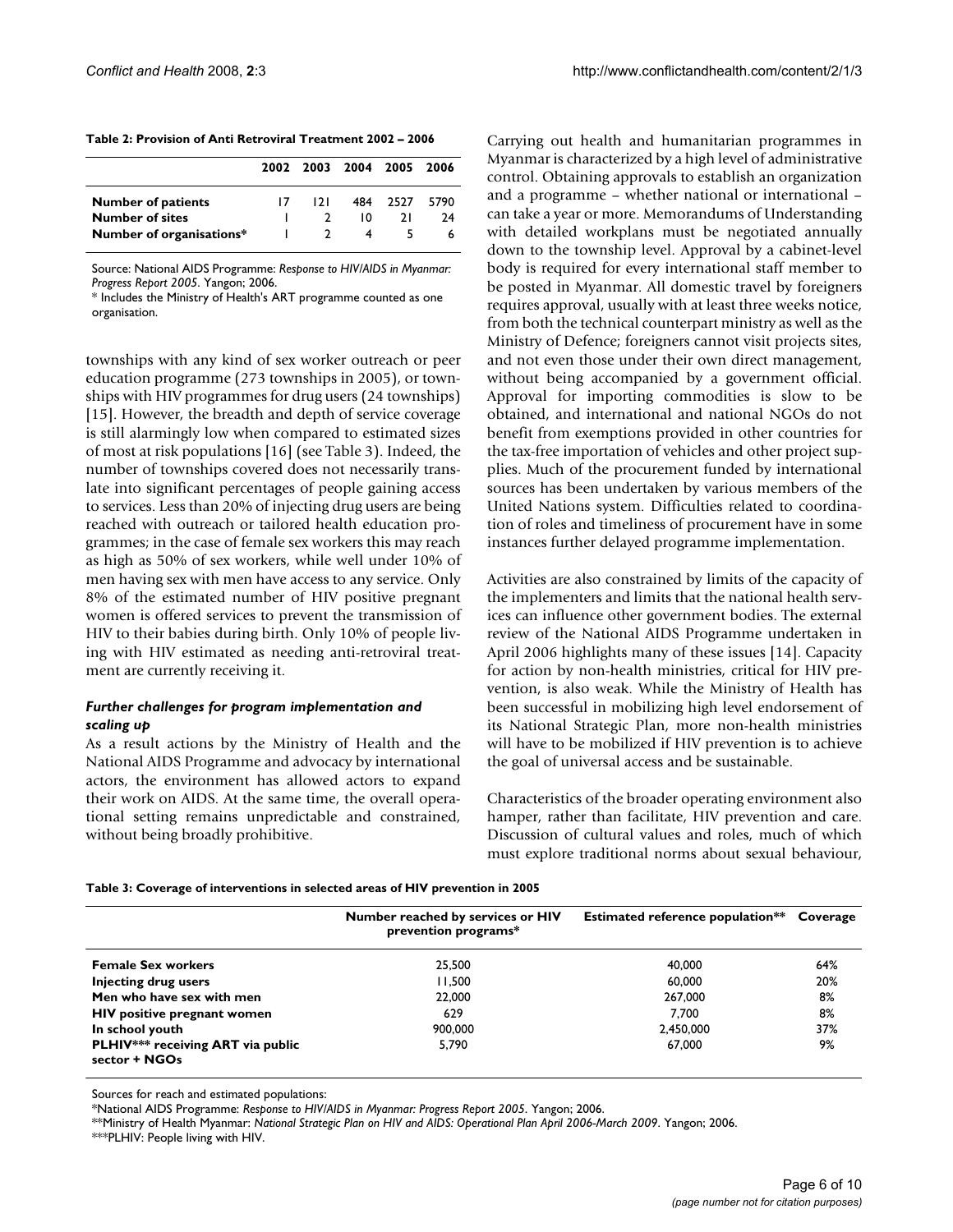**Table 2: Provision of Anti Retroviral Treatment 2002 – 2006**

| | 2002 | 2003 | 2004 | 2005 | 2006 |
|---|---|---|---|---|---|
| **Number of patients** | 17 | 121 | 484 | 2527 | 5790 |
| **Number of sites** | 1 | 2 | 10 | 21 | 24 |
| **Number of organisations*** | 1 | 2 | 4 | 5 | 6 |

Source: National AIDS Programme: *Response to HIV/AIDS in Myanmar: Progress Report 2005*. Yangon; 2006.
* Includes the Ministry of Health's ART programme counted as one organisation.

townships with any kind of sex worker outreach or peer education programme (273 townships in 2005), or townships with HIV programmes for drug users (24 townships) [15]. However, the breadth and depth of service coverage is still alarmingly low when compared to estimated sizes of most at risk populations [16] (see Table 3). Indeed, the number of townships covered does not necessarily translate into significant percentages of people gaining access to services. Less than 20% of injecting drug users are being reached with outreach or tailored health education programmes; in the case of female sex workers this may reach as high as 50% of sex workers, while well under 10% of men having sex with men have access to any service. Only 8% of the estimated number of HIV positive pregnant women is offered services to prevent the transmission of HIV to their babies during birth. Only 10% of people living with HIV estimated as needing anti-retroviral treatment are currently receiving it.

### *Further challenges for program implementation and scaling up*

As a result actions by the Ministry of Health and the National AIDS Programme and advocacy by international actors, the environment has allowed actors to expand their work on AIDS. At the same time, the overall operational setting remains unpredictable and constrained, without being broadly prohibitive.

Carrying out health and humanitarian programmes in Myanmar is characterized by a high level of administrative control. Obtaining approvals to establish an organization and a programme – whether national or international – can take a year or more. Memorandums of Understanding with detailed workplans must be negotiated annually down to the township level. Approval by a cabinet-level body is required for every international staff member to be posted in Myanmar. All domestic travel by foreigners requires approval, usually with at least three weeks notice, from both the technical counterpart ministry as well as the Ministry of Defence; foreigners cannot visit projects sites, and not even those under their own direct management, without being accompanied by a government official. Approval for importing commodities is slow to be obtained, and international and national NGOs do not benefit from exemptions provided in other countries for the tax-free importation of vehicles and other project supplies. Much of the procurement funded by international sources has been undertaken by various members of the United Nations system. Difficulties related to coordination of roles and timeliness of procurement have in some instances further delayed programme implementation.

Activities are also constrained by limits of the capacity of the implementers and limits that the national health services can influence other government bodies. The external review of the National AIDS Programme undertaken in April 2006 highlights many of these issues [14]. Capacity for action by non-health ministries, critical for HIV prevention, is also weak. While the Ministry of Health has been successful in mobilizing high level endorsement of its National Strategic Plan, more non-health ministries will have to be mobilized if HIV prevention is to achieve the goal of universal access and be sustainable.

Characteristics of the broader operating environment also hamper, rather than facilitate, HIV prevention and care. Discussion of cultural values and roles, much of which must explore traditional norms about sexual behaviour,

**Table 3: Coverage of interventions in selected areas of HIV prevention in 2005**

| | Number reached by services or HIV prevention programs* | Estimated reference population** | Coverage |
|---|---|---|---|
| **Female Sex workers** | 25,500 | 40,000 | 64% |
| **Injecting drug users** | 11,500 | 60,000 | 20% |
| **Men who have sex with men** | 22,000 | 267,000 | 8% |
| **HIV positive pregnant women** | 629 | 7,700 | 8% |
| **In school youth** | 900,000 | 2,450,000 | 37% |
| **PLHIV*** receiving ART via public sector + NGOs** | 5,790 | 67,000 | 9% |

Sources for reach and estimated populations:
*National AIDS Programme: *Response to HIV/AIDS in Myanmar: Progress Report 2005*. Yangon; 2006.
**Ministry of Health Myanmar: *National Strategic Plan on HIV and AIDS: Operational Plan April 2006-March 2009*. Yangon; 2006.
***PLHIV: People living with HIV.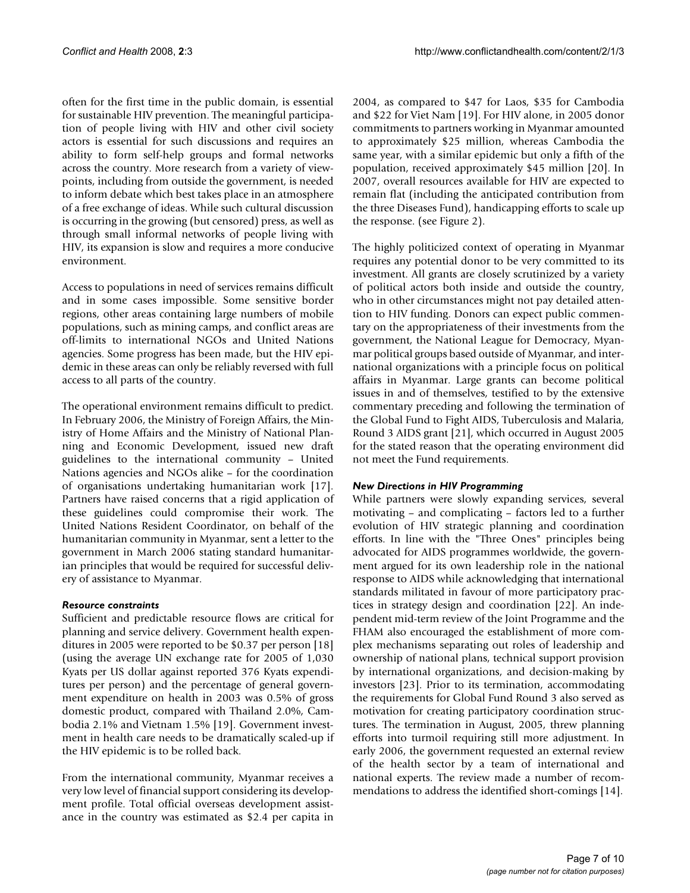often for the first time in the public domain, is essential for sustainable HIV prevention. The meaningful participation of people living with HIV and other civil society actors is essential for such discussions and requires an ability to form self-help groups and formal networks across the country. More research from a variety of viewpoints, including from outside the government, is needed to inform debate which best takes place in an atmosphere of a free exchange of ideas. While such cultural discussion is occurring in the growing (but censored) press, as well as through small informal networks of people living with HIV, its expansion is slow and requires a more conducive environment.

Access to populations in need of services remains difficult and in some cases impossible. Some sensitive border regions, other areas containing large numbers of mobile populations, such as mining camps, and conflict areas are off-limits to international NGOs and United Nations agencies. Some progress has been made, but the HIV epidemic in these areas can only be reliably reversed with full access to all parts of the country.

The operational environment remains difficult to predict. In February 2006, the Ministry of Foreign Affairs, the Ministry of Home Affairs and the Ministry of National Planning and Economic Development, issued new draft guidelines to the international community – United Nations agencies and NGOs alike – for the coordination of organisations undertaking humanitarian work [17]. Partners have raised concerns that a rigid application of these guidelines could compromise their work. The United Nations Resident Coordinator, on behalf of the humanitarian community in Myanmar, sent a letter to the government in March 2006 stating standard humanitarian principles that would be required for successful delivery of assistance to Myanmar.

### *Resource constraints*

Sufficient and predictable resource flows are critical for planning and service delivery. Government health expenditures in 2005 were reported to be \$0.37 per person [18] (using the average UN exchange rate for 2005 of 1,030 Kyats per US dollar against reported 376 Kyats expenditures per person) and the percentage of general government expenditure on health in 2003 was 0.5% of gross domestic product, compared with Thailand 2.0%, Cambodia 2.1% and Vietnam 1.5% [19]. Government investment in health care needs to be dramatically scaled-up if the HIV epidemic is to be rolled back.

From the international community, Myanmar receives a very low level of financial support considering its development profile. Total official overseas development assistance in the country was estimated as \$2.4 per capita in 2004, as compared to \$47 for Laos, \$35 for Cambodia and \$22 for Viet Nam [19]. For HIV alone, in 2005 donor commitments to partners working in Myanmar amounted to approximately \$25 million, whereas Cambodia the same year, with a similar epidemic but only a fifth of the population, received approximately \$45 million [20]. In 2007, overall resources available for HIV are expected to remain flat (including the anticipated contribution from the three Diseases Fund), handicapping efforts to scale up the response. (see Figure 2).

The highly politicized context of operating in Myanmar requires any potential donor to be very committed to its investment. All grants are closely scrutinized by a variety of political actors both inside and outside the country, who in other circumstances might not pay detailed attention to HIV funding. Donors can expect public commentary on the appropriateness of their investments from the government, the National League for Democracy, Myanmar political groups based outside of Myanmar, and international organizations with a principle focus on political affairs in Myanmar. Large grants can become political issues in and of themselves, testified to by the extensive commentary preceding and following the termination of the Global Fund to Fight AIDS, Tuberculosis and Malaria, Round 3 AIDS grant [21], which occurred in August 2005 for the stated reason that the operating environment did not meet the Fund requirements.

### *New Directions in HIV Programming*

While partners were slowly expanding services, several motivating – and complicating – factors led to a further evolution of HIV strategic planning and coordination efforts. In line with the "Three Ones" principles being advocated for AIDS programmes worldwide, the government argued for its own leadership role in the national response to AIDS while acknowledging that international standards militated in favour of more participatory practices in strategy design and coordination [22]. An independent mid-term review of the Joint Programme and the FHAM also encouraged the establishment of more complex mechanisms separating out roles of leadership and ownership of national plans, technical support provision by international organizations, and decision-making by investors [23]. Prior to its termination, accommodating the requirements for Global Fund Round 3 also served as motivation for creating participatory coordination structures. The termination in August, 2005, threw planning efforts into turmoil requiring still more adjustment. In early 2006, the government requested an external review of the health sector by a team of international and national experts. The review made a number of recommendations to address the identified short-comings [14].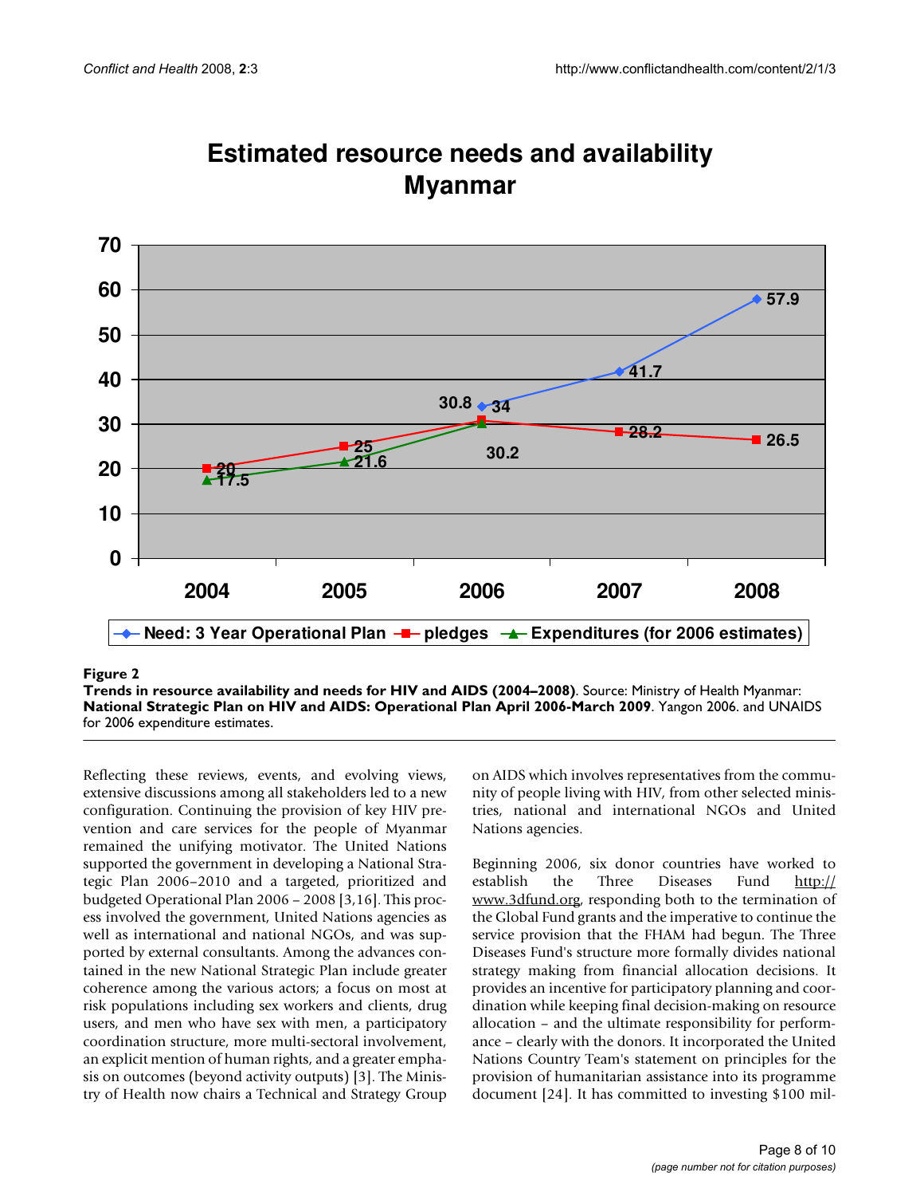**Figure 2**

**Trends in resource availability and needs for HIV and AIDS (2004–2008)**. Source: Ministry of Health Myanmar: **National Strategic Plan on HIV and AIDS: Operational Plan April 2006-March 2009**. Yangon 2006. and UNAIDS for 2006 expenditure estimates.

Reflecting these reviews, events, and evolving views, extensive discussions among all stakeholders led to a new configuration. Continuing the provision of key HIV prevention and care services for the people of Myanmar remained the unifying motivator. The United Nations supported the government in developing a National Strategic Plan 2006–2010 and a targeted, prioritized and budgeted Operational Plan 2006 – 2008 [3,16]. This process involved the government, United Nations agencies as well as international and national NGOs, and was supported by external consultants. Among the advances contained in the new National Strategic Plan include greater coherence among the various actors; a focus on most at risk populations including sex workers and clients, drug users, and men who have sex with men, a participatory coordination structure, more multi-sectoral involvement, an explicit mention of human rights, and a greater emphasis on outcomes (beyond activity outputs) [3]. The Ministry of Health now chairs a Technical and Strategy Group on AIDS which involves representatives from the community of people living with HIV, from other selected ministries, national and international NGOs and United Nations agencies.

Beginning 2006, six donor countries have worked to establish the Three Diseases Fund http://www.3dfund.org, responding both to the termination of the Global Fund grants and the imperative to continue the service provision that the FHAM had begun. The Three Diseases Fund's structure more formally divides national strategy making from financial allocation decisions. It provides an incentive for participatory planning and coordination while keeping final decision-making on resource allocation – and the ultimate responsibility for performance – clearly with the donors. It incorporated the United Nations Country Team's statement on principles for the provision of humanitarian assistance into its programme document [24]. It has committed to investing $100 mil-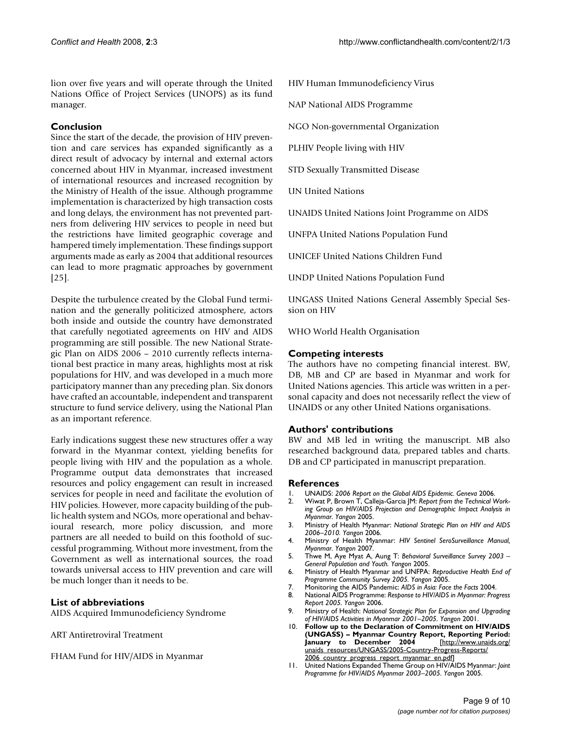lion over five years and will operate through the United Nations Office of Project Services (UNOPS) as its fund manager.

## Conclusion

Since the start of the decade, the provision of HIV prevention and care services has expanded significantly as a direct result of advocacy by internal and external actors concerned about HIV in Myanmar, increased investment of international resources and increased recognition by the Ministry of Health of the issue. Although programme implementation is characterized by high transaction costs and long delays, the environment has not prevented partners from delivering HIV services to people in need but the restrictions have limited geographic coverage and hampered timely implementation. These findings support arguments made as early as 2004 that additional resources can lead to more pragmatic approaches by government [25].

Despite the turbulence created by the Global Fund termination and the generally politicized atmosphere, actors both inside and outside the country have demonstrated that carefully negotiated agreements on HIV and AIDS programming are still possible. The new National Strategic Plan on AIDS 2006 – 2010 currently reflects international best practice in many areas, highlights most at risk populations for HIV, and was developed in a much more participatory manner than any preceding plan. Six donors have crafted an accountable, independent and transparent structure to fund service delivery, using the National Plan as an important reference.

Early indications suggest these new structures offer a way forward in the Myanmar context, yielding benefits for people living with HIV and the population as a whole. Programme output data demonstrates that increased resources and policy engagement can result in increased services for people in need and facilitate the evolution of HIV policies. However, more capacity building of the public health system and NGOs, more operational and behavioural research, more policy discussion, and more partners are all needed to build on this foothold of successful programming. Without more investment, from the Government as well as international sources, the road towards universal access to HIV prevention and care will be much longer than it needs to be.

## List of abbreviations

AIDS Acquired Immunodeficiency Syndrome

ART Antiretroviral Treatment

FHAM Fund for HIV/AIDS in Myanmar

HIV Human Immunodeficiency Virus

NAP National AIDS Programme

NGO Non-governmental Organization

PLHIV People living with HIV

STD Sexually Transmitted Disease

UN United Nations

UNAIDS United Nations Joint Programme on AIDS

UNFPA United Nations Population Fund

UNICEF United Nations Children Fund

UNDP United Nations Population Fund

UNGASS United Nations General Assembly Special Session on HIV

WHO World Health Organisation

## Competing interests

The authors have no competing financial interest. BW, DB, MB and CP are based in Myanmar and work for United Nations agencies. This article was written in a personal capacity and does not necessarily reflect the view of UNAIDS or any other United Nations organisations.

## Authors' contributions

BW and MB led in writing the manuscript. MB also researched background data, prepared tables and charts. DB and CP participated in manuscript preparation.

## References

1. UNAIDS: *2006 Report on the Global AIDS Epidemic. Geneva* 2006.
2. Wiwat P, Brown T, Calleja-Garcia JM: *Report from the Technical Working Group on HIV/AIDS Projection and Demographic Impact Analysis in Myanmar. Yangon* 2005.
3. Ministry of Health Myanmar: *National Strategic Plan on HIV and AIDS 2006–2010. Yangon* 2006.
4. Ministry of Health Myanmar: *HIV Sentinel SeroSurveillance Manual, Myanmar. Yangon* 2007.
5. Thwe M, Aye Myat A, Aung T: *Behavioral Surveillance Survey 2003 – General Population and Youth. Yangon* 2005.
6. Ministry of Health Myanmar and UNFPA: *Reproductive Health End of Programme Community Survey 2005. Yangon* 2005.
7. Monitoring the AIDS Pandemic: *AIDS in Asia: Face the Facts* 2004.
8. National AIDS Programme: *Response to HIV/AIDS in Myanmar: Progress Report 2005. Yangon* 2006.
9. Ministry of Health: *National Strategic Plan for Expansion and Upgrading of HIV/AIDS Activities in Myanmar 2001–2005. Yangon* 2001.
10. **Follow up to the Declaration of Commitment on HIV/AIDS (UNGASS) – Myanmar Country Report, Reporting Period: January to December 2004** [http://www.unaids.org/unaids_resources/UNGASS/2005-Country-Progress-Reports/2006_country_progress_report_myanmar_en.pdf]
11. United Nations Expanded Theme Group on HIV/AIDS Myanmar: *Joint Programme for HIV/AIDS Myanmar 2003–2005. Yangon* 2005.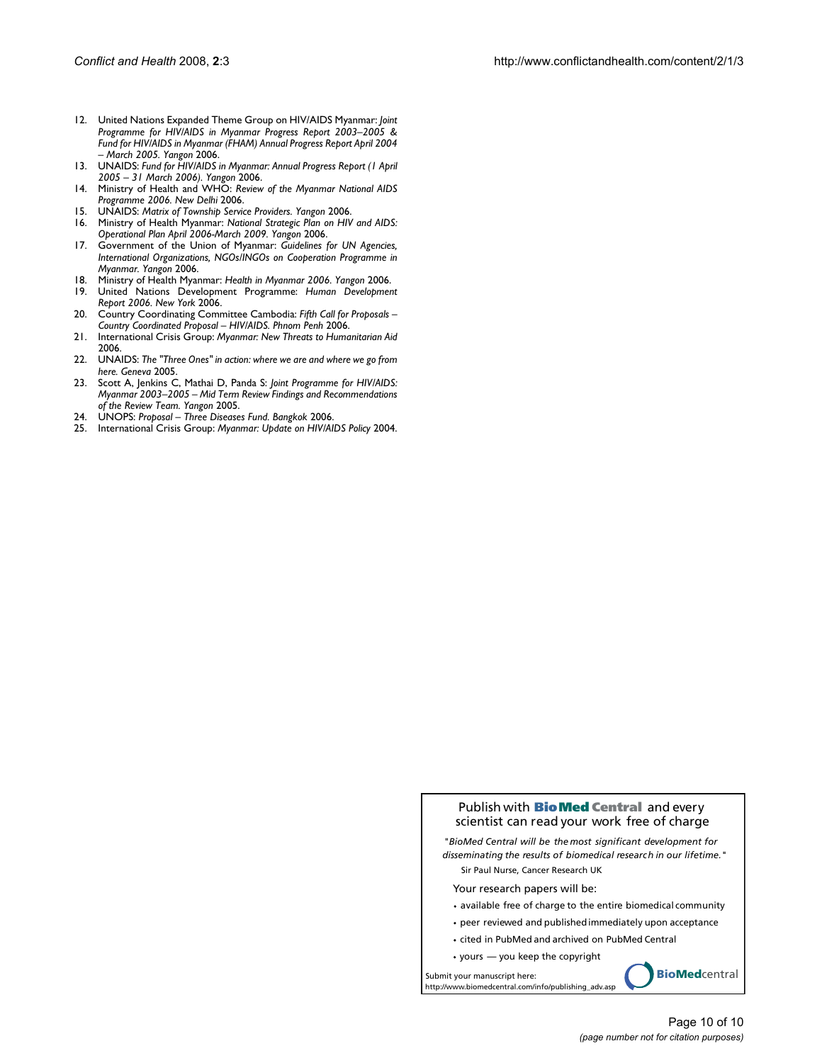12. United Nations Expanded Theme Group on HIV/AIDS Myanmar: *Joint Programme for HIV/AIDS in Myanmar Progress Report 2003–2005 & Fund for HIV/AIDS in Myanmar (FHAM) Annual Progress Report April 2004 – March 2005. Yangon* 2006.
13. UNAIDS: *Fund for HIV/AIDS in Myanmar: Annual Progress Report (1 April 2005 – 31 March 2006). Yangon* 2006.
14. Ministry of Health and WHO: *Review of the Myanmar National AIDS Programme 2006. New Delhi* 2006.
15. UNAIDS: *Matrix of Township Service Providers. Yangon* 2006.
16. Ministry of Health Myanmar: *National Strategic Plan on HIV and AIDS: Operational Plan April 2006-March 2009. Yangon* 2006.
17. Government of the Union of Myanmar: *Guidelines for UN Agencies, International Organizations, NGOs/INGOs on Cooperation Programme in Myanmar. Yangon* 2006.
18. Ministry of Health Myanmar: *Health in Myanmar 2006. Yangon* 2006.
19. United Nations Development Programme: *Human Development Report 2006. New York* 2006.
20. Country Coordinating Committee Cambodia: *Fifth Call for Proposals – Country Coordinated Proposal – HIV/AIDS. Phnom Penh* 2006.
21. International Crisis Group: *Myanmar: New Threats to Humanitarian Aid* 2006.
22. UNAIDS: *The "Three Ones" in action: where we are and where we go from here. Geneva* 2005.
23. Scott A, Jenkins C, Mathai D, Panda S: *Joint Programme for HIV/AIDS: Myanmar 2003–2005 – Mid Term Review Findings and Recommendations of the Review Team. Yangon* 2005.
24. UNOPS: *Proposal – Three Diseases Fund. Bangkok* 2006.
25. International Crisis Group: *Myanmar: Update on HIV/AIDS Policy* 2004.

Publish with **BioMed Central** and every scientist can read your work free of charge

*"BioMed Central will be the most significant development for disseminating the results of biomedical research in our lifetime."*

Sir Paul Nurse, Cancer Research UK

Your research papers will be:

- available free of charge to the entire biomedical community
- peer reviewed and published immediately upon acceptance
- cited in PubMed and archived on PubMed Central
- yours — you keep the copyright

Submit your manuscript here:
http://www.biomedcentral.com/info/publishing_adv.asp

**BioMed**central